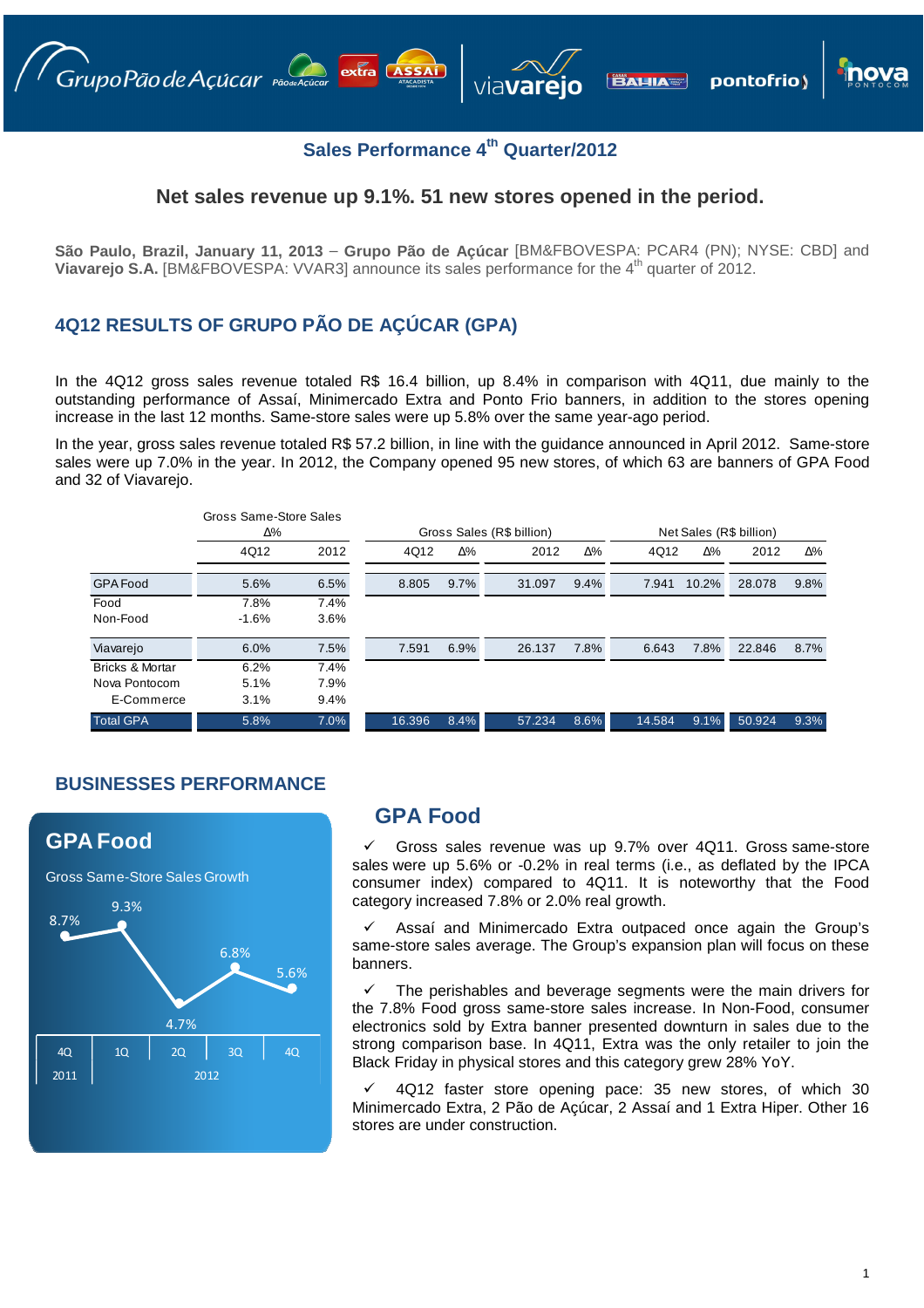## Sales Performance 4th Quarter/2012

### Net sales revenue up 9.1%. 51 new stores opened in the period.

**São Paulo, Brazil, January 11, 2013** – **Grupo Pão de Açúcar** [BM&FBOVESPA: PCAR4 (PN); NYSE: CBD] and **Viavarejo S.A.** [BM&FBOVESPA: VVAR3] announce its sales performance for the 4th quarter of 2012.

## 4Q12 RESULTS OF GRUPO PÃO DE AÇÚCAR (GPA)

In the 4Q12 gross sales revenue totaled R$ 16.4 billion, up 8.4% in comparison with 4Q11, due mainly to the outstanding performance of Assaí, Minimercado Extra and Ponto Frio banners, in addition to the stores opening increase in the last 12 months. Same-store sales were up 5.8% over the same year-ago period.

In the year, gross sales revenue totaled R$ 57.2 billion, in line with the guidance announced in April 2012. Same-store sales were up 7.0% in the year. In 2012, the Company opened 95 new stores, of which 63 are banners of GPA Food and 32 of Viavarejo.

| | Gross Same-Store Sales Δ% | | Gross Sales (R$ billion) | | | | Net Sales (R$ billion) | | | |
|---|---|---|---|---|---|---|---|---|---|---|
| | 4Q12 | 2012 | 4Q12 | Δ% | 2012 | Δ% | 4Q12 | Δ% | 2012 | Δ% |
| GPA Food | 5.6% | 6.5% | 8.805 | 9.7% | 31.097 | 9.4% | 7.941 | 10.2% | 28.078 | 9.8% |
| Food | 7.8% | 7.4% | | | | | | | | |
| Non-Food | -1.6% | 3.6% | | | | | | | | |
| Viavarejo | 6.0% | 7.5% | 7.591 | 6.9% | 26.137 | 7.8% | 6.643 | 7.8% | 22.846 | 8.7% |
| Bricks & Mortar | 6.2% | 7.4% | | | | | | | | |
| Nova Pontocom | 5.1% | 7.9% | | | | | | | | |
| E-Commerce | 3.1% | 9.4% | | | | | | | | |
| Total GPA | 5.8% | 7.0% | 16.396 | 8.4% | 57.234 | 8.6% | 14.584 | 9.1% | 50.924 | 9.3% |

## BUSINESSES PERFORMANCE

**GPA Food**

Gross Same-Store Sales Growth

| 4Q 2011 | 1Q 2012 | 2Q 2012 | 3Q 2012 | 4Q 2012 |
|---|---|---|---|---|
| 8.7% | 9.3% | 4.7% | 6.8% | 5.6% |

### GPA Food

✓ Gross sales revenue was up 9.7% over 4Q11. Gross same-store sales were up 5.6% or -0.2% in real terms (i.e., as deflated by the IPCA consumer index) compared to 4Q11. It is noteworthy that the Food category increased 7.8% or 2.0% real growth.

✓ Assaí and Minimercado Extra outpaced once again the Group's same-store sales average. The Group's expansion plan will focus on these banners.

✓ The perishables and beverage segments were the main drivers for the 7.8% Food gross same-store sales increase. In Non-Food, consumer electronics sold by Extra banner presented downturn in sales due to the strong comparison base. In 4Q11, Extra was the only retailer to join the Black Friday in physical stores and this category grew 28% YoY.

✓ 4Q12 faster store opening pace: 35 new stores, of which 30 Minimercado Extra, 2 Pão de Açúcar, 2 Assaí and 1 Extra Hiper. Other 16 stores are under construction.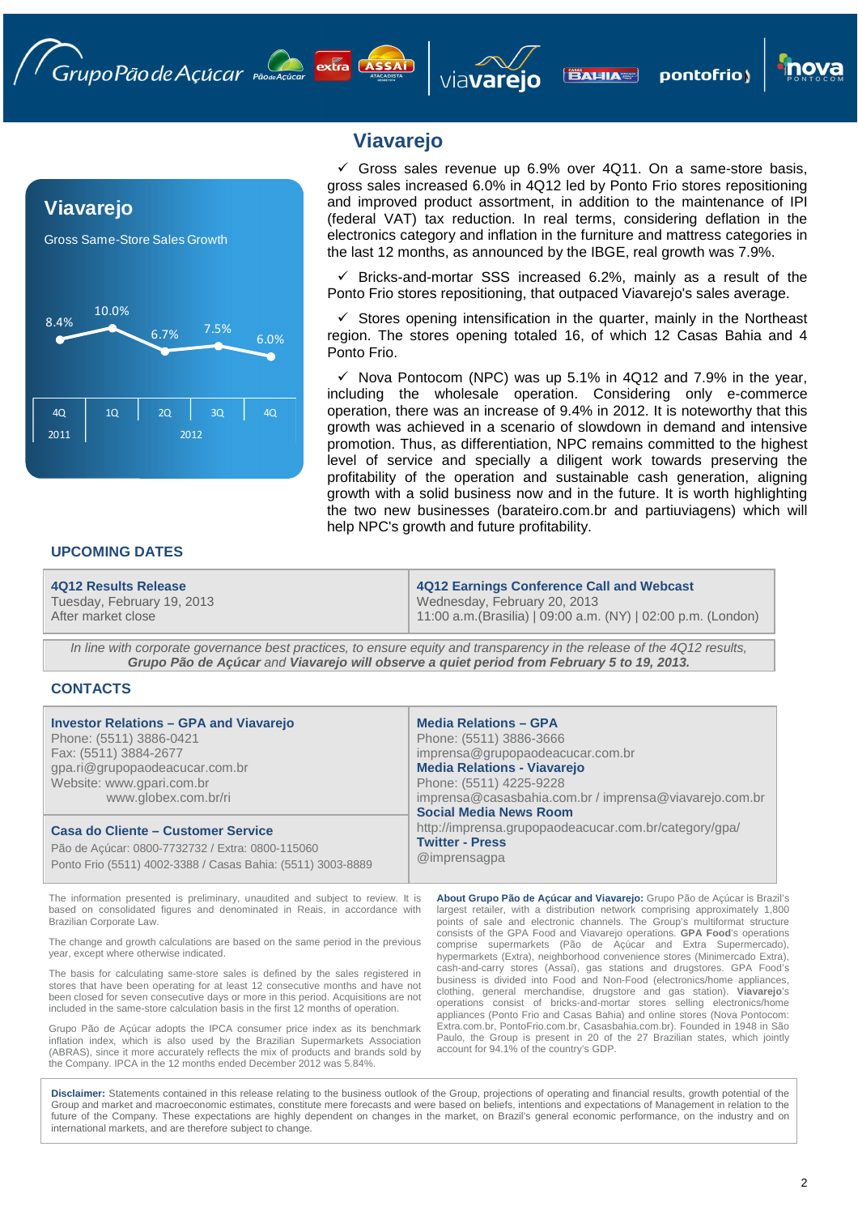## Viavarejo

**Viavarejo**

Gross Same-Store Sales Growth

8.4%
10.0%
6.7%
7.5%
6.0%

4Q 2011
1Q
2Q
3Q
4Q
2012

✓ Gross sales revenue up 6.9% over 4Q11. On a same-store basis, gross sales increased 6.0% in 4Q12 led by Ponto Frio stores repositioning and improved product assortment, in addition to the maintenance of IPI (federal VAT) tax reduction. In real terms, considering deflation in the electronics category and inflation in the furniture and mattress categories in the last 12 months, as announced by the IBGE, real growth was 7.9%.

✓ Bricks-and-mortar SSS increased 6.2%, mainly as a result of the Ponto Frio stores repositioning, that outpaced Viavarejo's sales average.

✓ Stores opening intensification in the quarter, mainly in the Northeast region. The stores opening totaled 16, of which 12 Casas Bahia and 4 Ponto Frio.

✓ Nova Pontocom (NPC) was up 5.1% in 4Q12 and 7.9% in the year, including the wholesale operation. Considering only e-commerce operation, there was an increase of 9.4% in 2012. It is noteworthy that this growth was achieved in a scenario of slowdown in demand and intensive promotion. Thus, as differentiation, NPC remains committed to the highest level of service and specially a diligent work towards preserving the profitability of the operation and sustainable cash generation, aligning growth with a solid business now and in the future. It is worth highlighting the two new businesses (barateiro.com.br and partiuviagens) which will help NPC's growth and future profitability.

### UPCOMING DATES

| | |
|---|---|
| **4Q12 Results Release**<br>Tuesday, February 19, 2013<br>After market close | **4Q12 Earnings Conference Call and Webcast**<br>Wednesday, February 20, 2013<br>11:00 a.m.(Brasilia) \| 09:00 a.m. (NY) \| 02:00 p.m. (London) |

*In line with corporate governance best practices, to ensure equity and transparency in the release of the 4Q12 results,* ***Grupo Pão de Açúcar*** *and* ***Viavarejo will observe a quiet period from February 5 to 19, 2013.***

### CONTACTS

| | |
|---|---|
| **Investor Relations – GPA and Viavarejo**<br>Phone: (5511) 3886-0421<br>Fax: (5511) 3884-2677<br>gpa.ri@grupopaodeacucar.com.br<br>Website: www.gpari.com.br<br>www.globex.com.br/ri | **Media Relations – GPA**<br>Phone: (5511) 3886-3666<br>imprensa@grupopaodeacucar.com.br<br>**Media Relations - Viavarejo**<br>Phone: (5511) 4225-9228<br>imprensa@casasbahia.com.br / imprensa@viavarejo.com.br<br>**Social Media News Room**<br>http://imprensa.grupopaodeacucar.com.br/category/gpa/<br>**Twitter - Press**<br>@imprensagpa |
| **Casa do Cliente – Customer Service**<br>Pão de Açúcar: 0800-7732732 / Extra: 0800-115060<br>Ponto Frio (5511) 4002-3388 / Casas Bahia: (5511) 3003-8889 | |

The information presented is preliminary, unaudited and subject to review. It is based on consolidated figures and denominated in Reais, in accordance with Brazilian Corporate Law.

The change and growth calculations are based on the same period in the previous year, except where otherwise indicated.

The basis for calculating same-store sales is defined by the sales registered in stores that have been operating for at least 12 consecutive months and have not been closed for seven consecutive days or more in this period. Acquisitions are not included in the same-store calculation basis in the first 12 months of operation.

Grupo Pão de Açúcar adopts the IPCA consumer price index as its benchmark inflation index, which is also used by the Brazilian Supermarkets Association (ABRAS), since it more accurately reflects the mix of products and brands sold by the Company. IPCA in the 12 months ended December 2012 was 5.84%.

**About Grupo Pão de Açúcar and Viavarejo:** Grupo Pão de Açúcar is Brazil's largest retailer, with a distribution network comprising approximately 1,800 points of sale and electronic channels. The Group's multiformat structure consists of the GPA Food and Viavarejo operations. **GPA Food**'s operations comprise supermarkets (Pão de Açúcar and Extra Supermercado), hypermarkets (Extra), neighborhood convenience stores (Minimercado Extra), cash-and-carry stores (Assaí), gas stations and drugstores. GPA Food's business is divided into Food and Non-Food (electronics/home appliances, clothing, general merchandise, drugstore and gas station). **Viavarejo**'s operations consist of bricks-and-mortar stores selling electronics/home appliances (Ponto Frio and Casas Bahia) and online stores (Nova Pontocom: Extra.com.br, PontoFrio.com.br, Casasbahia.com.br). Founded in 1948 in São Paulo, the Group is present in 20 of the 27 Brazilian states, which jointly account for 94.1% of the country's GDP.

**Disclaimer:** Statements contained in this release relating to the business outlook of the Group, projections of operating and financial results, growth potential of the Group and market and macroeconomic estimates, constitute mere forecasts and were based on beliefs, intentions and expectations of Management in relation to the future of the Company. These expectations are highly dependent on changes in the market, on Brazil's general economic performance, on the industry and on international markets, and are therefore subject to change.